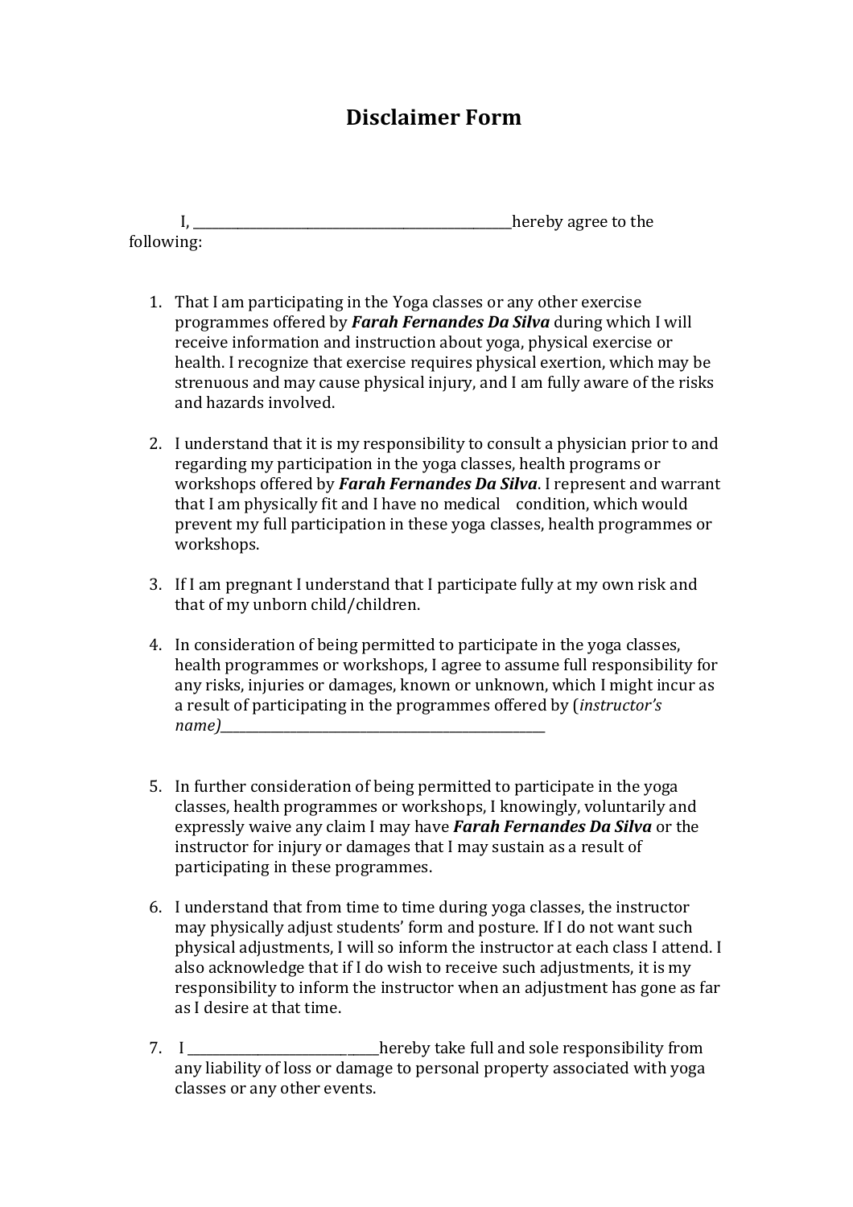# Disclaimer Form

I, ________________________________________________hereby agree to the following:

1. That I am participating in the Yoga classes or any other exercise programmes offered by ***Farah Fernandes Da Silva*** during which I will receive information and instruction about yoga, physical exercise or health. I recognize that exercise requires physical exertion, which may be strenuous and may cause physical injury, and I am fully aware of the risks and hazards involved.

2. I understand that it is my responsibility to consult a physician prior to and regarding my participation in the yoga classes, health programs or workshops offered by ***Farah Fernandes Da Silva***. I represent and warrant that I am physically fit and I have no medical condition, which would prevent my full participation in these yoga classes, health programmes or workshops.

3. If I am pregnant I understand that I participate fully at my own risk and that of my unborn child/children.

4. In consideration of being permitted to participate in the yoga classes, health programmes or workshops, I agree to assume full responsibility for any risks, injuries or damages, known or unknown, which I might incur as a result of participating in the programmes offered by (*instructor's name)*_________________________________________________

5. In further consideration of being permitted to participate in the yoga classes, health programmes or workshops, I knowingly, voluntarily and expressly waive any claim I may have ***Farah Fernandes Da Silva*** or the instructor for injury or damages that I may sustain as a result of participating in these programmes.

6. I understand that from time to time during yoga classes, the instructor may physically adjust students' form and posture. If I do not want such physical adjustments, I will so inform the instructor at each class I attend. I also acknowledge that if I do wish to receive such adjustments, it is my responsibility to inform the instructor when an adjustment has gone as far as I desire at that time.

7. I ___________________________hereby take full and sole responsibility from any liability of loss or damage to personal property associated with yoga classes or any other events.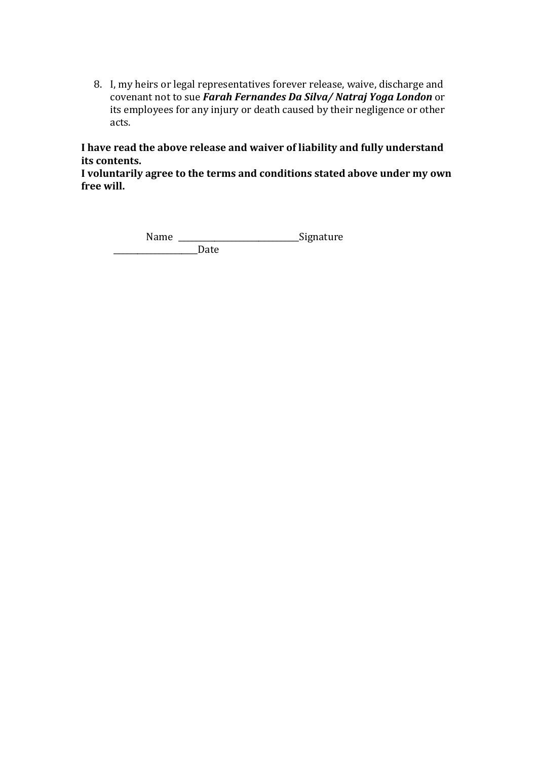8. I, my heirs or legal representatives forever release, waive, discharge and covenant not to sue ***Farah Fernandes Da Silva/ Natraj Yoga London*** or its employees for any injury or death caused by their negligence or other acts.

**I have read the above release and waiver of liability and fully understand its contents.**
**I voluntarily agree to the terms and conditions stated above under my own free will.**

Name ____________________________Signature ____________________Date